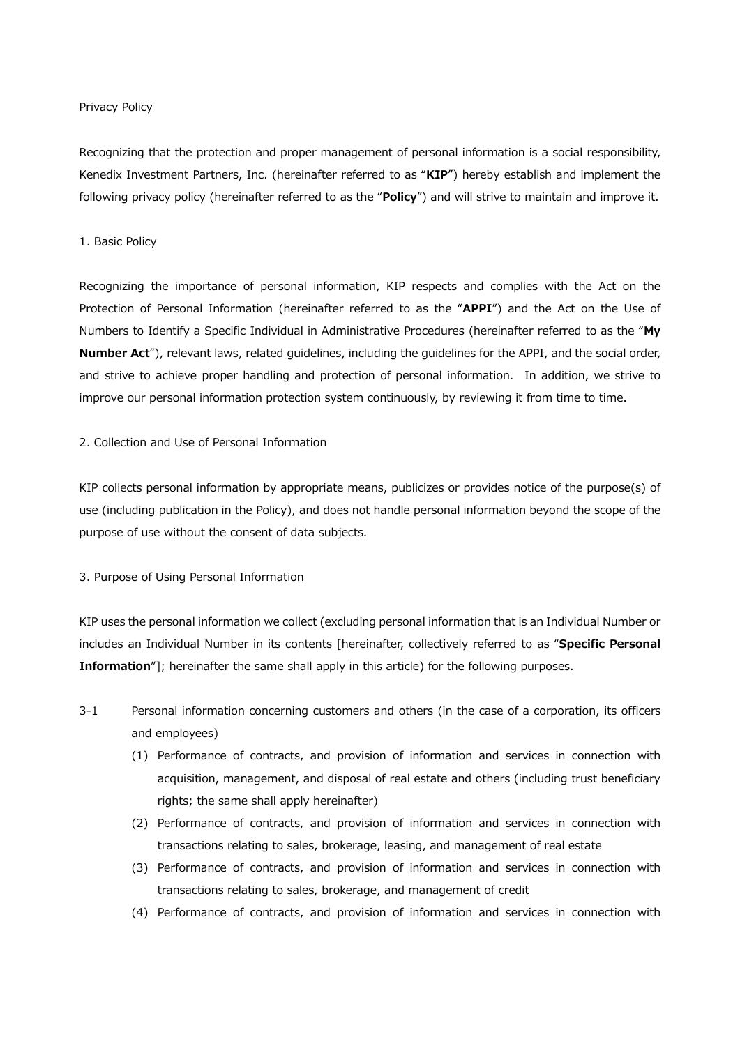# Privacy Policy

Recognizing that the protection and proper management of personal information is a social responsibility, Kenedix Investment Partners, Inc. (hereinafter referred to as "**KIP**") hereby establish and implement the following privacy policy (hereinafter referred to as the "**Policy**") and will strive to maintain and improve it.

## 1. Basic Policy

Recognizing the importance of personal information, KIP respects and complies with the Act on the Protection of Personal Information (hereinafter referred to as the "**APPI**") and the Act on the Use of Numbers to Identify a Specific Individual in Administrative Procedures (hereinafter referred to as the "**My Number Act**"), relevant laws, related guidelines, including the guidelines for the APPI, and the social order, and strive to achieve proper handling and protection of personal information. In addition, we strive to improve our personal information protection system continuously, by reviewing it from time to time.

## 2. Collection and Use of Personal Information

KIP collects personal information by appropriate means, publicizes or provides notice of the purpose(s) of use (including publication in the Policy), and does not handle personal information beyond the scope of the purpose of use without the consent of data subjects.

## 3. Purpose of Using Personal Information

KIP uses the personal information we collect (excluding personal information that is an Individual Number or includes an Individual Number in its contents [hereinafter, collectively referred to as "**Specific Personal Information**"]; hereinafter the same shall apply in this article) for the following purposes.

3-1 Personal information concerning customers and others (in the case of a corporation, its officers and employees)

(1) Performance of contracts, and provision of information and services in connection with acquisition, management, and disposal of real estate and others (including trust beneficiary rights; the same shall apply hereinafter)

(2) Performance of contracts, and provision of information and services in connection with transactions relating to sales, brokerage, leasing, and management of real estate

(3) Performance of contracts, and provision of information and services in connection with transactions relating to sales, brokerage, and management of credit

(4) Performance of contracts, and provision of information and services in connection with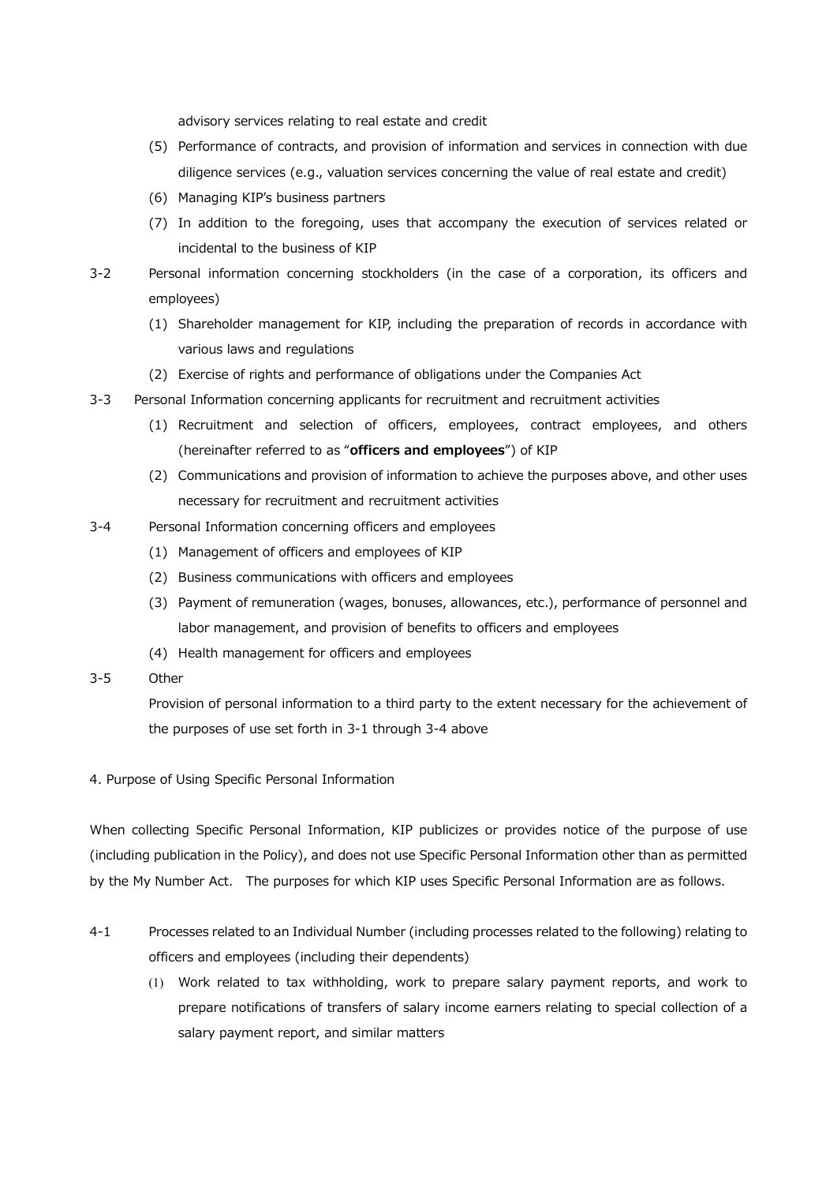advisory services relating to real estate and credit

(5) Performance of contracts, and provision of information and services in connection with due diligence services (e.g., valuation services concerning the value of real estate and credit)

(6) Managing KIP's business partners

(7) In addition to the foregoing, uses that accompany the execution of services related or incidental to the business of KIP

3-2 Personal information concerning stockholders (in the case of a corporation, its officers and employees)

(1) Shareholder management for KIP, including the preparation of records in accordance with various laws and regulations

(2) Exercise of rights and performance of obligations under the Companies Act

3-3 Personal Information concerning applicants for recruitment and recruitment activities

(1) Recruitment and selection of officers, employees, contract employees, and others (hereinafter referred to as "**officers and employees**") of KIP

(2) Communications and provision of information to achieve the purposes above, and other uses necessary for recruitment and recruitment activities

3-4 Personal Information concerning officers and employees

(1) Management of officers and employees of KIP

(2) Business communications with officers and employees

(3) Payment of remuneration (wages, bonuses, allowances, etc.), performance of personnel and labor management, and provision of benefits to officers and employees

(4) Health management for officers and employees

3-5 Other

Provision of personal information to a third party to the extent necessary for the achievement of the purposes of use set forth in 3-1 through 3-4 above

4. Purpose of Using Specific Personal Information

When collecting Specific Personal Information, KIP publicizes or provides notice of the purpose of use (including publication in the Policy), and does not use Specific Personal Information other than as permitted by the My Number Act. The purposes for which KIP uses Specific Personal Information are as follows.

4-1 Processes related to an Individual Number (including processes related to the following) relating to officers and employees (including their dependents)

(1) Work related to tax withholding, work to prepare salary payment reports, and work to prepare notifications of transfers of salary income earners relating to special collection of a salary payment report, and similar matters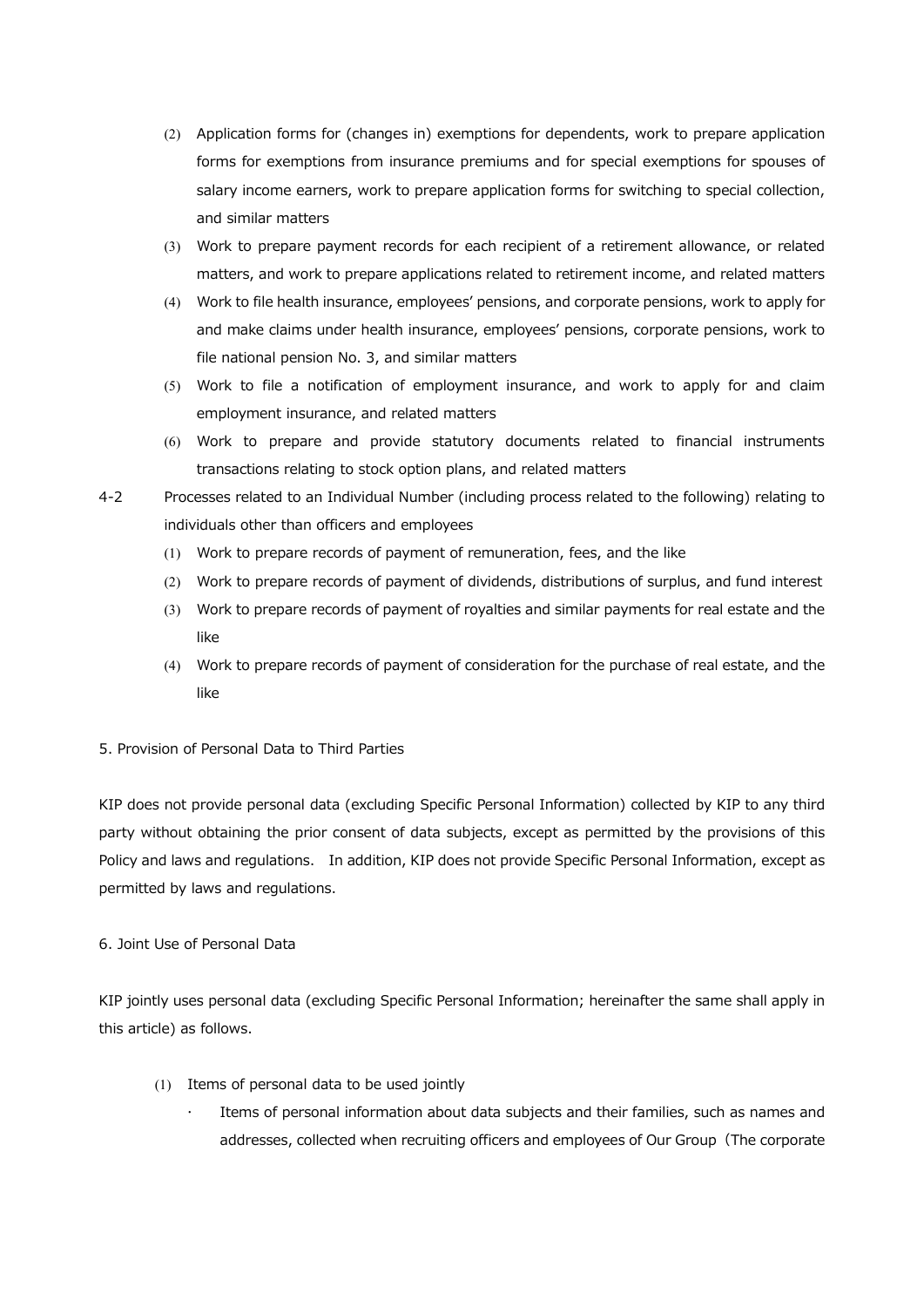(2) Application forms for (changes in) exemptions for dependents, work to prepare application forms for exemptions from insurance premiums and for special exemptions for spouses of salary income earners, work to prepare application forms for switching to special collection, and similar matters

(3) Work to prepare payment records for each recipient of a retirement allowance, or related matters, and work to prepare applications related to retirement income, and related matters

(4) Work to file health insurance, employees' pensions, and corporate pensions, work to apply for and make claims under health insurance, employees' pensions, corporate pensions, work to file national pension No. 3, and similar matters

(5) Work to file a notification of employment insurance, and work to apply for and claim employment insurance, and related matters

(6) Work to prepare and provide statutory documents related to financial instruments transactions relating to stock option plans, and related matters

4-2 Processes related to an Individual Number (including process related to the following) relating to individuals other than officers and employees

(1) Work to prepare records of payment of remuneration, fees, and the like

(2) Work to prepare records of payment of dividends, distributions of surplus, and fund interest

(3) Work to prepare records of payment of royalties and similar payments for real estate and the like

(4) Work to prepare records of payment of consideration for the purchase of real estate, and the like

5. Provision of Personal Data to Third Parties

KIP does not provide personal data (excluding Specific Personal Information) collected by KIP to any third party without obtaining the prior consent of data subjects, except as permitted by the provisions of this Policy and laws and regulations. In addition, KIP does not provide Specific Personal Information, except as permitted by laws and regulations.

6. Joint Use of Personal Data

KIP jointly uses personal data (excluding Specific Personal Information; hereinafter the same shall apply in this article) as follows.

(1) Items of personal data to be used jointly

- Items of personal information about data subjects and their families, such as names and addresses, collected when recruiting officers and employees of Our Group（The corporate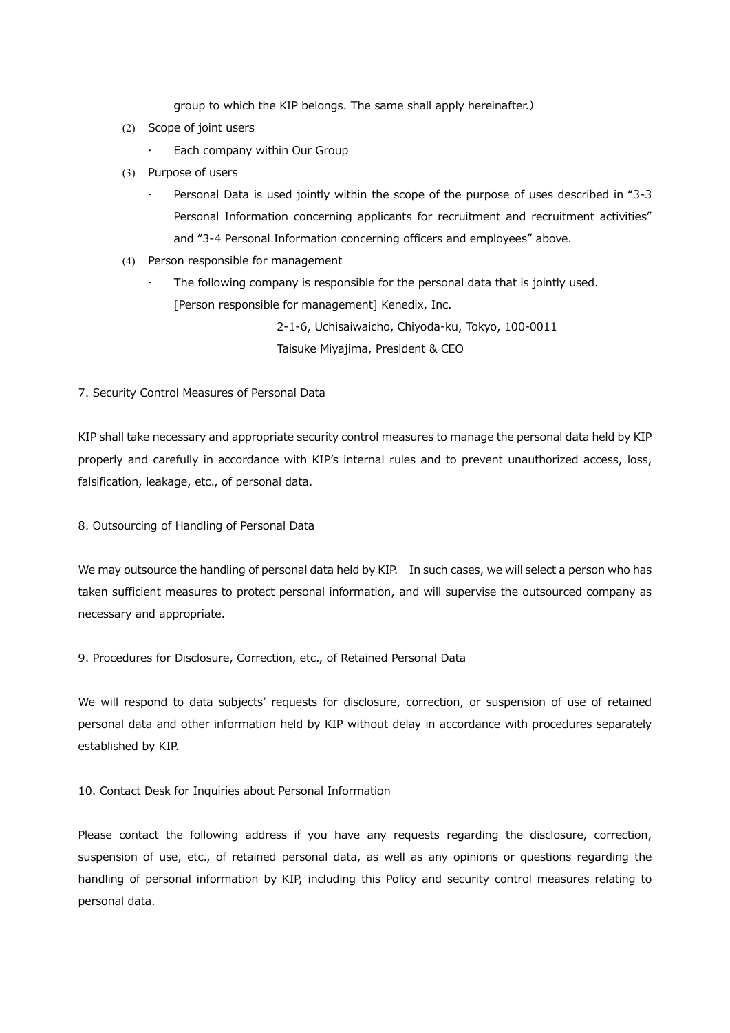group to which the KIP belongs. The same shall apply hereinafter.)

(2) Scope of joint users

- Each company within Our Group

(3) Purpose of users

- Personal Data is used jointly within the scope of the purpose of uses described in "3-3 Personal Information concerning applicants for recruitment and recruitment activities" and "3-4 Personal Information concerning officers and employees" above.

(4) Person responsible for management

- The following company is responsible for the personal data that is jointly used.

  [Person responsible for management] Kenedix, Inc.

  2-1-6, Uchisaiwaicho, Chiyoda-ku, Tokyo, 100-0011

  Taisuke Miyajima, President & CEO

## 7. Security Control Measures of Personal Data

KIP shall take necessary and appropriate security control measures to manage the personal data held by KIP properly and carefully in accordance with KIP's internal rules and to prevent unauthorized access, loss, falsification, leakage, etc., of personal data.

## 8. Outsourcing of Handling of Personal Data

We may outsource the handling of personal data held by KIP. In such cases, we will select a person who has taken sufficient measures to protect personal information, and will supervise the outsourced company as necessary and appropriate.

## 9. Procedures for Disclosure, Correction, etc., of Retained Personal Data

We will respond to data subjects' requests for disclosure, correction, or suspension of use of retained personal data and other information held by KIP without delay in accordance with procedures separately established by KIP.

## 10. Contact Desk for Inquiries about Personal Information

Please contact the following address if you have any requests regarding the disclosure, correction, suspension of use, etc., of retained personal data, as well as any opinions or questions regarding the handling of personal information by KIP, including this Policy and security control measures relating to personal data.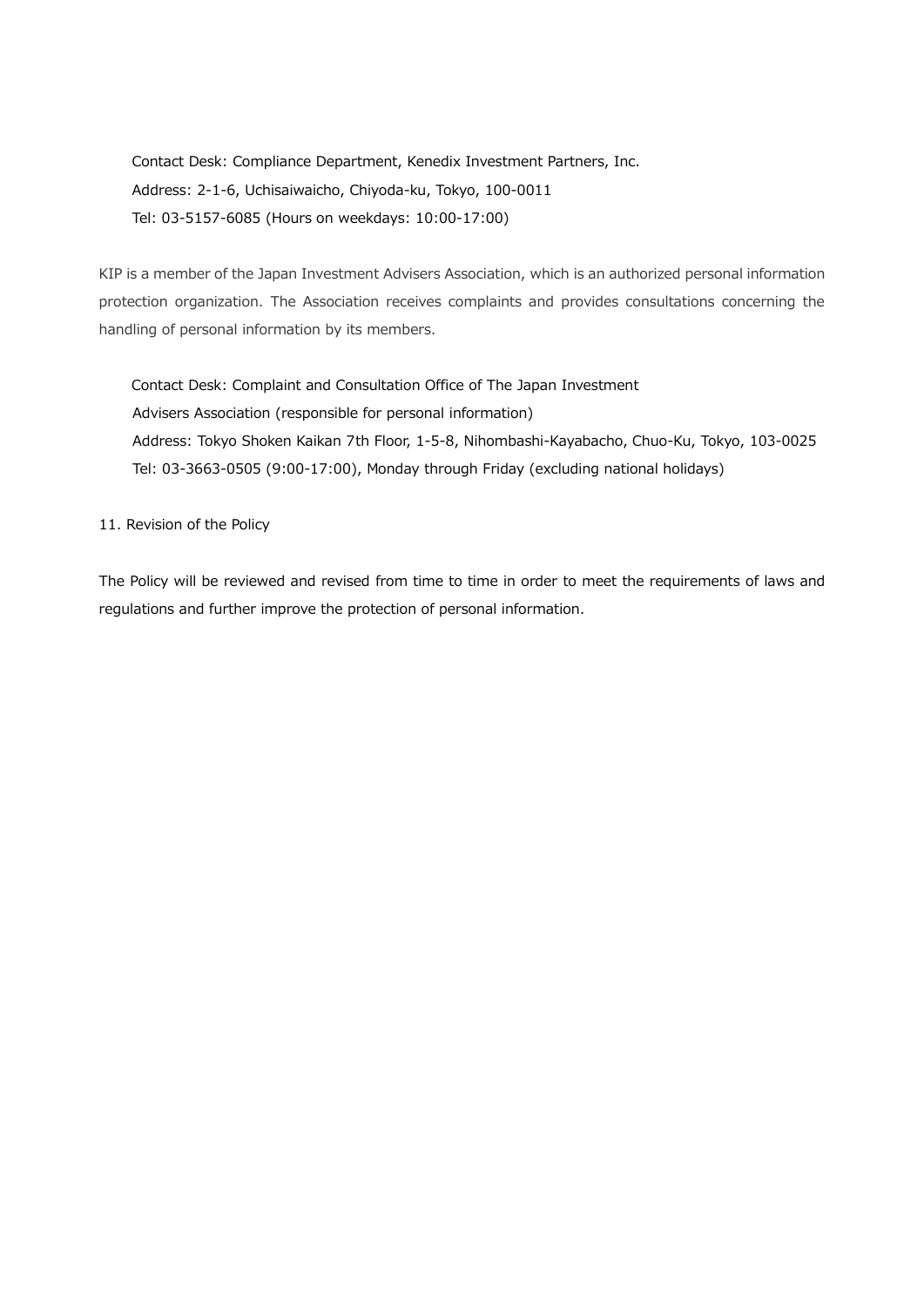Contact Desk: Compliance Department, Kenedix Investment Partners, Inc.
Address: 2-1-6, Uchisaiwaicho, Chiyoda-ku, Tokyo, 100-0011
Tel: 03-5157-6085 (Hours on weekdays: 10:00-17:00)

KIP is a member of the Japan Investment Advisers Association, which is an authorized personal information protection organization. The Association receives complaints and provides consultations concerning the handling of personal information by its members.

Contact Desk: Complaint and Consultation Office of The Japan Investment Advisers Association (responsible for personal information)
Address: Tokyo Shoken Kaikan 7th Floor, 1-5-8, Nihombashi-Kayabacho, Chuo-Ku, Tokyo, 103-0025
Tel: 03-3663-0505 (9:00-17:00), Monday through Friday (excluding national holidays)

## 11. Revision of the Policy

The Policy will be reviewed and revised from time to time in order to meet the requirements of laws and regulations and further improve the protection of personal information.